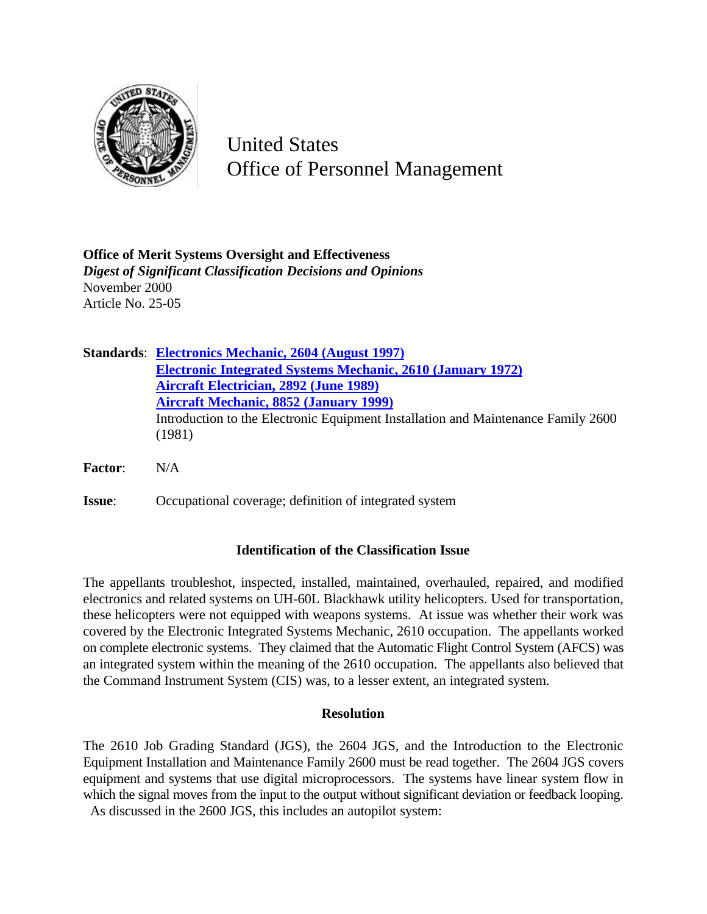# United States Office of Personnel Management

**Office of Merit Systems Oversight and Effectiveness**
***Digest of Significant Classification Decisions and Opinions***
November 2000
Article No. 25-05

**Standards**: **Electronics Mechanic, 2604 (August 1997)**
**Electronic Integrated Systems Mechanic, 2610 (January 1972)**
**Aircraft Electrician, 2892 (June 1989)**
**Aircraft Mechanic, 8852 (January 1999)**
Introduction to the Electronic Equipment Installation and Maintenance Family 2600 (1981)

**Factor**: N/A

**Issue**: Occupational coverage; definition of integrated system

## Identification of the Classification Issue

The appellants troubleshot, inspected, installed, maintained, overhauled, repaired, and modified electronics and related systems on UH-60L Blackhawk utility helicopters. Used for transportation, these helicopters were not equipped with weapons systems. At issue was whether their work was covered by the Electronic Integrated Systems Mechanic, 2610 occupation. The appellants worked on complete electronic systems. They claimed that the Automatic Flight Control System (AFCS) was an integrated system within the meaning of the 2610 occupation. The appellants also believed that the Command Instrument System (CIS) was, to a lesser extent, an integrated system.

## Resolution

The 2610 Job Grading Standard (JGS), the 2604 JGS, and the Introduction to the Electronic Equipment Installation and Maintenance Family 2600 must be read together. The 2604 JGS covers equipment and systems that use digital microprocessors. The systems have linear system flow in which the signal moves from the input to the output without significant deviation or feedback looping. As discussed in the 2600 JGS, this includes an autopilot system: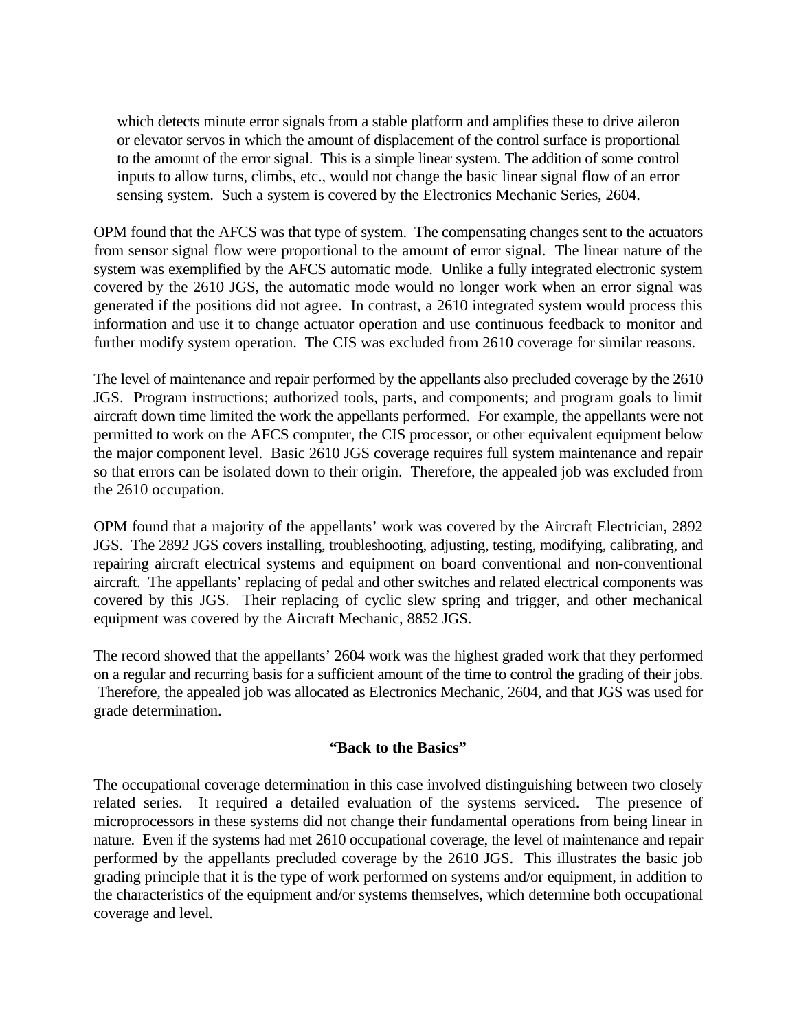> which detects minute error signals from a stable platform and amplifies these to drive aileron or elevator servos in which the amount of displacement of the control surface is proportional to the amount of the error signal. This is a simple linear system. The addition of some control inputs to allow turns, climbs, etc., would not change the basic linear signal flow of an error sensing system. Such a system is covered by the Electronics Mechanic Series, 2604.

OPM found that the AFCS was that type of system. The compensating changes sent to the actuators from sensor signal flow were proportional to the amount of error signal. The linear nature of the system was exemplified by the AFCS automatic mode. Unlike a fully integrated electronic system covered by the 2610 JGS, the automatic mode would no longer work when an error signal was generated if the positions did not agree. In contrast, a 2610 integrated system would process this information and use it to change actuator operation and use continuous feedback to monitor and further modify system operation. The CIS was excluded from 2610 coverage for similar reasons.

The level of maintenance and repair performed by the appellants also precluded coverage by the 2610 JGS. Program instructions; authorized tools, parts, and components; and program goals to limit aircraft down time limited the work the appellants performed. For example, the appellants were not permitted to work on the AFCS computer, the CIS processor, or other equivalent equipment below the major component level. Basic 2610 JGS coverage requires full system maintenance and repair so that errors can be isolated down to their origin. Therefore, the appealed job was excluded from the 2610 occupation.

OPM found that a majority of the appellants' work was covered by the Aircraft Electrician, 2892 JGS. The 2892 JGS covers installing, troubleshooting, adjusting, testing, modifying, calibrating, and repairing aircraft electrical systems and equipment on board conventional and non-conventional aircraft. The appellants' replacing of pedal and other switches and related electrical components was covered by this JGS. Their replacing of cyclic slew spring and trigger, and other mechanical equipment was covered by the Aircraft Mechanic, 8852 JGS.

The record showed that the appellants' 2604 work was the highest graded work that they performed on a regular and recurring basis for a sufficient amount of the time to control the grading of their jobs. Therefore, the appealed job was allocated as Electronics Mechanic, 2604, and that JGS was used for grade determination.

**"Back to the Basics"**

The occupational coverage determination in this case involved distinguishing between two closely related series. It required a detailed evaluation of the systems serviced. The presence of microprocessors in these systems did not change their fundamental operations from being linear in nature. Even if the systems had met 2610 occupational coverage, the level of maintenance and repair performed by the appellants precluded coverage by the 2610 JGS. This illustrates the basic job grading principle that it is the type of work performed on systems and/or equipment, in addition to the characteristics of the equipment and/or systems themselves, which determine both occupational coverage and level.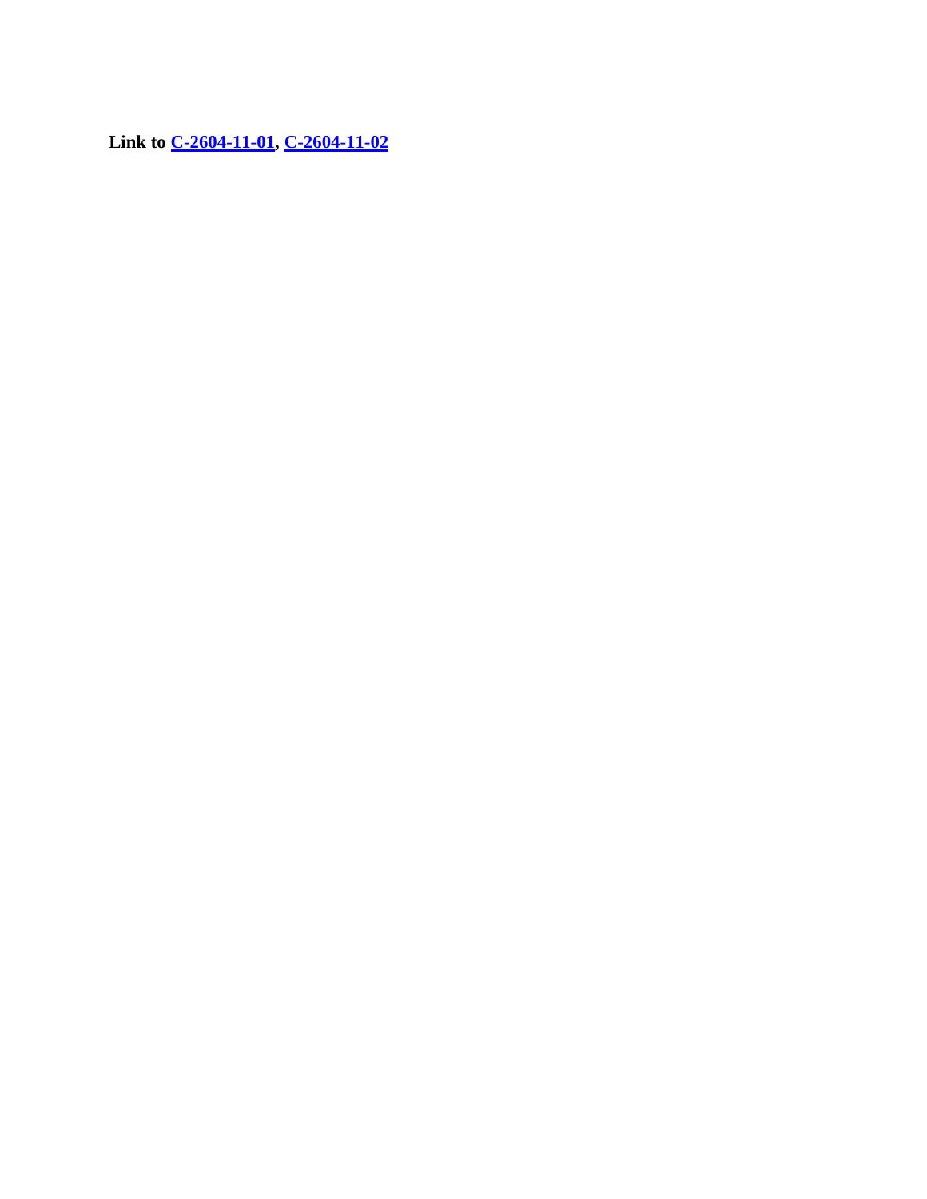**Link to C-2604-11-01, C-2604-11-02**